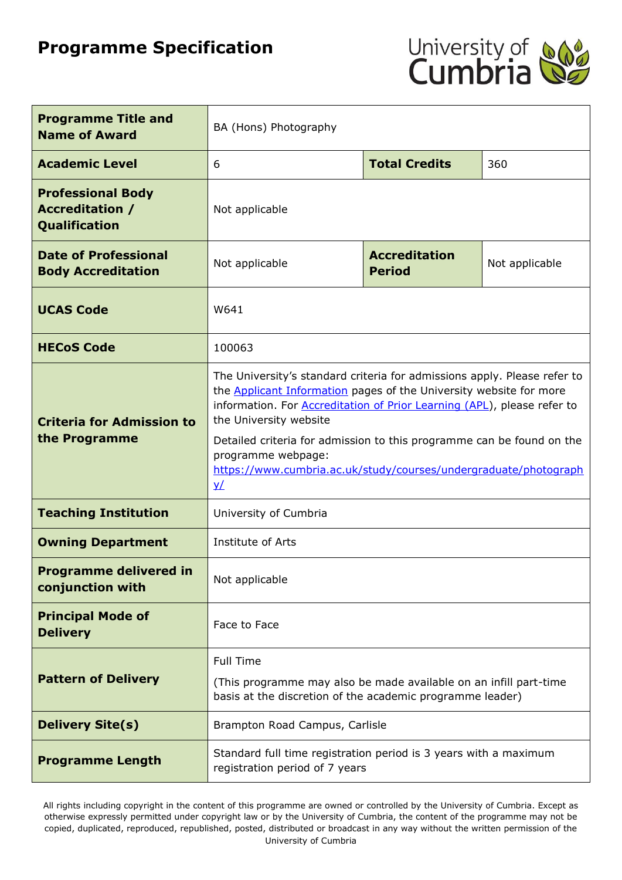# Programme Specification

| Programme Title and Name of Award | BA (Hons) Photography | | |
|---|---|---|---|
| Academic Level | 6 | Total Credits | 360 |
| Professional Body Accreditation / Qualification | Not applicable | | |
| Date of Professional Body Accreditation | Not applicable | Accreditation Period | Not applicable |
| UCAS Code | W641 | | |
| HECoS Code | 100063 | | |
| Criteria for Admission to the Programme | The University's standard criteria for admissions apply. Please refer to the [Applicant Information](#) pages of the University website for more information. For [Accreditation of Prior Learning (APL)](#), please refer to the University website<br><br>Detailed criteria for admission to this programme can be found on the programme webpage: [https://www.cumbria.ac.uk/study/courses/undergraduate/photography/](https://www.cumbria.ac.uk/study/courses/undergraduate/photography/) | | |
| Teaching Institution | University of Cumbria | | |
| Owning Department | Institute of Arts | | |
| Programme delivered in conjunction with | Not applicable | | |
| Principal Mode of Delivery | Face to Face | | |
| Pattern of Delivery | Full Time<br><br>(This programme may also be made available on an infill part-time basis at the discretion of the academic programme leader) | | |
| Delivery Site(s) | Brampton Road Campus, Carlisle | | |
| Programme Length | Standard full time registration period is 3 years with a maximum registration period of 7 years | | |

All rights including copyright in the content of this programme are owned or controlled by the University of Cumbria. Except as otherwise expressly permitted under copyright law or by the University of Cumbria, the content of the programme may not be copied, duplicated, reproduced, republished, posted, distributed or broadcast in any way without the written permission of the University of Cumbria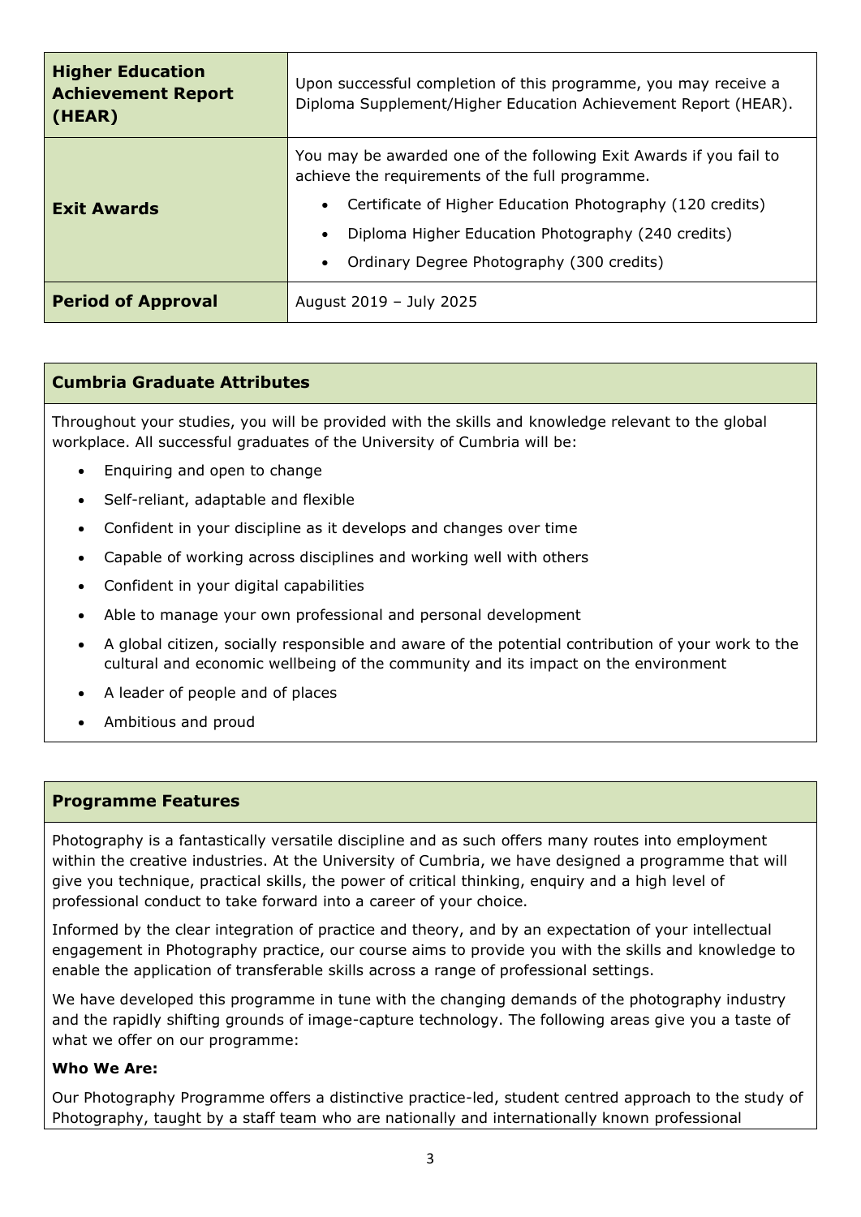| | |
|---|---|
| **Higher Education Achievement Report (HEAR)** | Upon successful completion of this programme, you may receive a Diploma Supplement/Higher Education Achievement Report (HEAR). |
| **Exit Awards** | You may be awarded one of the following Exit Awards if you fail to achieve the requirements of the full programme.<br>• Certificate of Higher Education Photography (120 credits)<br>• Diploma Higher Education Photography (240 credits)<br>• Ordinary Degree Photography (300 credits) |
| **Period of Approval** | August 2019 – July 2025 |

## Cumbria Graduate Attributes

Throughout your studies, you will be provided with the skills and knowledge relevant to the global workplace. All successful graduates of the University of Cumbria will be:

- Enquiring and open to change
- Self-reliant, adaptable and flexible
- Confident in your discipline as it develops and changes over time
- Capable of working across disciplines and working well with others
- Confident in your digital capabilities
- Able to manage your own professional and personal development
- A global citizen, socially responsible and aware of the potential contribution of your work to the cultural and economic wellbeing of the community and its impact on the environment
- A leader of people and of places
- Ambitious and proud

## Programme Features

Photography is a fantastically versatile discipline and as such offers many routes into employment within the creative industries. At the University of Cumbria, we have designed a programme that will give you technique, practical skills, the power of critical thinking, enquiry and a high level of professional conduct to take forward into a career of your choice.

Informed by the clear integration of practice and theory, and by an expectation of your intellectual engagement in Photography practice, our course aims to provide you with the skills and knowledge to enable the application of transferable skills across a range of professional settings.

We have developed this programme in tune with the changing demands of the photography industry and the rapidly shifting grounds of image-capture technology. The following areas give you a taste of what we offer on our programme:

**Who We Are:**

Our Photography Programme offers a distinctive practice-led, student centred approach to the study of Photography, taught by a staff team who are nationally and internationally known professional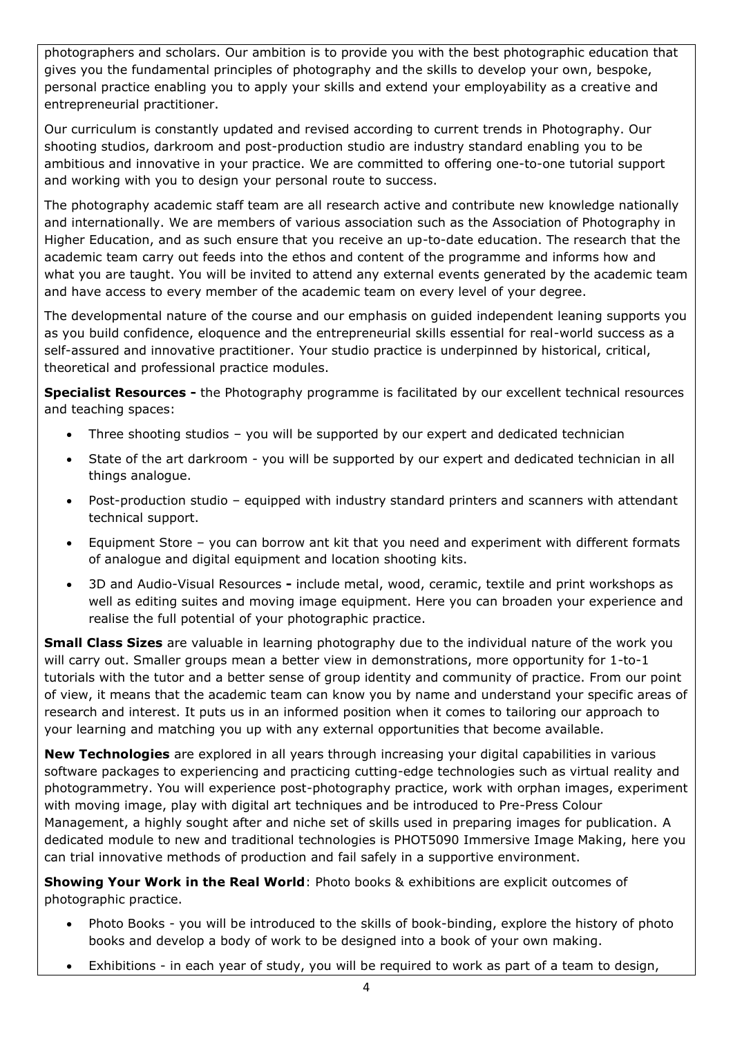photographers and scholars. Our ambition is to provide you with the best photographic education that gives you the fundamental principles of photography and the skills to develop your own, bespoke, personal practice enabling you to apply your skills and extend your employability as a creative and entrepreneurial practitioner.

Our curriculum is constantly updated and revised according to current trends in Photography. Our shooting studios, darkroom and post-production studio are industry standard enabling you to be ambitious and innovative in your practice. We are committed to offering one-to-one tutorial support and working with you to design your personal route to success.

The photography academic staff team are all research active and contribute new knowledge nationally and internationally. We are members of various association such as the Association of Photography in Higher Education, and as such ensure that you receive an up-to-date education. The research that the academic team carry out feeds into the ethos and content of the programme and informs how and what you are taught. You will be invited to attend any external events generated by the academic team and have access to every member of the academic team on every level of your degree.

The developmental nature of the course and our emphasis on guided independent leaning supports you as you build confidence, eloquence and the entrepreneurial skills essential for real-world success as a self-assured and innovative practitioner. Your studio practice is underpinned by historical, critical, theoretical and professional practice modules.

**Specialist Resources -** the Photography programme is facilitated by our excellent technical resources and teaching spaces:

- Three shooting studios – you will be supported by our expert and dedicated technician
- State of the art darkroom - you will be supported by our expert and dedicated technician in all things analogue.
- Post-production studio – equipped with industry standard printers and scanners with attendant technical support.
- Equipment Store – you can borrow ant kit that you need and experiment with different formats of analogue and digital equipment and location shooting kits.
- 3D and Audio-Visual Resources **-** include metal, wood, ceramic, textile and print workshops as well as editing suites and moving image equipment. Here you can broaden your experience and realise the full potential of your photographic practice.

**Small Class Sizes** are valuable in learning photography due to the individual nature of the work you will carry out. Smaller groups mean a better view in demonstrations, more opportunity for 1-to-1 tutorials with the tutor and a better sense of group identity and community of practice. From our point of view, it means that the academic team can know you by name and understand your specific areas of research and interest. It puts us in an informed position when it comes to tailoring our approach to your learning and matching you up with any external opportunities that become available.

**New Technologies** are explored in all years through increasing your digital capabilities in various software packages to experiencing and practicing cutting-edge technologies such as virtual reality and photogrammetry. You will experience post-photography practice, work with orphan images, experiment with moving image, play with digital art techniques and be introduced to Pre-Press Colour Management, a highly sought after and niche set of skills used in preparing images for publication. A dedicated module to new and traditional technologies is PHOT5090 Immersive Image Making, here you can trial innovative methods of production and fail safely in a supportive environment.

**Showing Your Work in the Real World**: Photo books & exhibitions are explicit outcomes of photographic practice.

- Photo Books - you will be introduced to the skills of book-binding, explore the history of photo books and develop a body of work to be designed into a book of your own making.
- Exhibitions - in each year of study, you will be required to work as part of a team to design,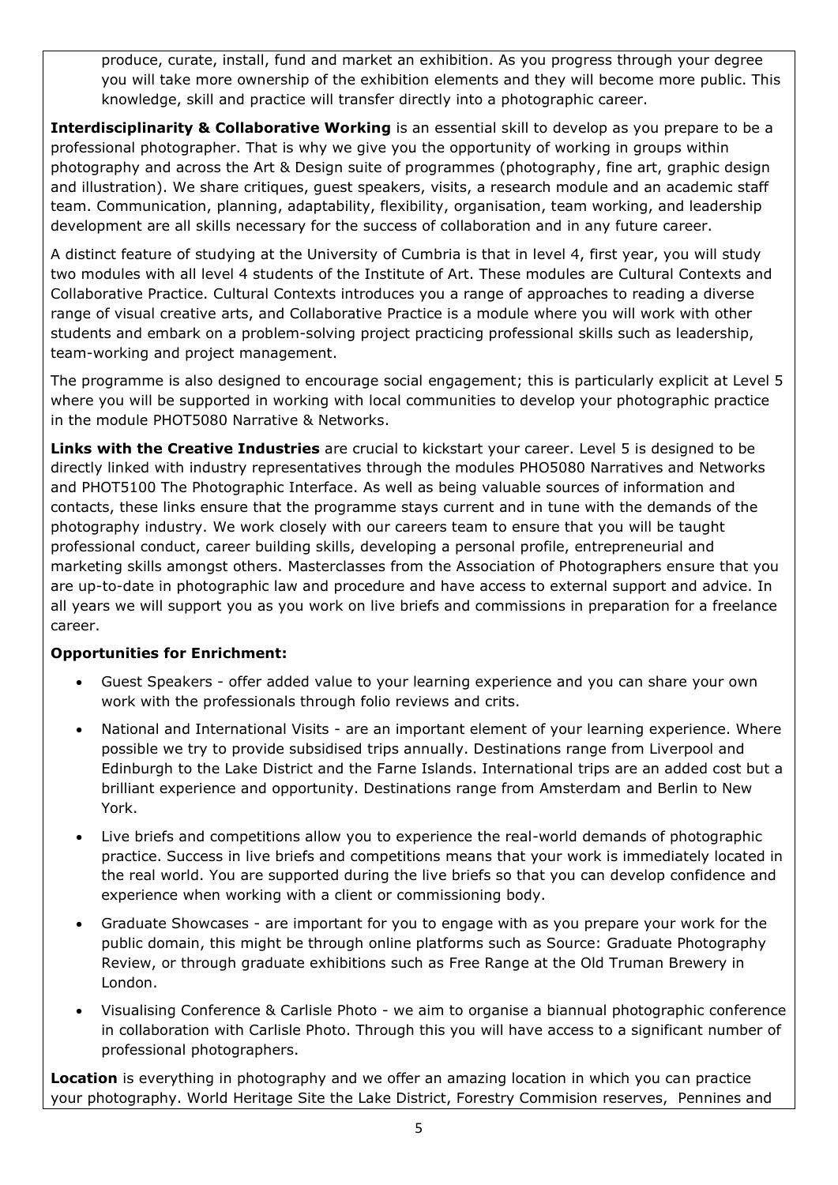produce, curate, install, fund and market an exhibition. As you progress through your degree you will take more ownership of the exhibition elements and they will become more public. This knowledge, skill and practice will transfer directly into a photographic career.

**Interdisciplinarity & Collaborative Working** is an essential skill to develop as you prepare to be a professional photographer. That is why we give you the opportunity of working in groups within photography and across the Art & Design suite of programmes (photography, fine art, graphic design and illustration). We share critiques, guest speakers, visits, a research module and an academic staff team. Communication, planning, adaptability, flexibility, organisation, team working, and leadership development are all skills necessary for the success of collaboration and in any future career.

A distinct feature of studying at the University of Cumbria is that in level 4, first year, you will study two modules with all level 4 students of the Institute of Art. These modules are Cultural Contexts and Collaborative Practice. Cultural Contexts introduces you a range of approaches to reading a diverse range of visual creative arts, and Collaborative Practice is a module where you will work with other students and embark on a problem-solving project practicing professional skills such as leadership, team-working and project management.

The programme is also designed to encourage social engagement; this is particularly explicit at Level 5 where you will be supported in working with local communities to develop your photographic practice in the module PHOT5080 Narrative & Networks.

**Links with the Creative Industries** are crucial to kickstart your career. Level 5 is designed to be directly linked with industry representatives through the modules PHO5080 Narratives and Networks and PHOT5100 The Photographic Interface. As well as being valuable sources of information and contacts, these links ensure that the programme stays current and in tune with the demands of the photography industry. We work closely with our careers team to ensure that you will be taught professional conduct, career building skills, developing a personal profile, entrepreneurial and marketing skills amongst others. Masterclasses from the Association of Photographers ensure that you are up-to-date in photographic law and procedure and have access to external support and advice. In all years we will support you as you work on live briefs and commissions in preparation for a freelance career.

**Opportunities for Enrichment:**

- Guest Speakers - offer added value to your learning experience and you can share your own work with the professionals through folio reviews and crits.
- National and International Visits - are an important element of your learning experience. Where possible we try to provide subsidised trips annually. Destinations range from Liverpool and Edinburgh to the Lake District and the Farne Islands. International trips are an added cost but a brilliant experience and opportunity. Destinations range from Amsterdam and Berlin to New York.
- Live briefs and competitions allow you to experience the real-world demands of photographic practice. Success in live briefs and competitions means that your work is immediately located in the real world. You are supported during the live briefs so that you can develop confidence and experience when working with a client or commissioning body.
- Graduate Showcases - are important for you to engage with as you prepare your work for the public domain, this might be through online platforms such as Source: Graduate Photography Review, or through graduate exhibitions such as Free Range at the Old Truman Brewery in London.
- Visualising Conference & Carlisle Photo - we aim to organise a biannual photographic conference in collaboration with Carlisle Photo. Through this you will have access to a significant number of professional photographers.

**Location** is everything in photography and we offer an amazing location in which you can practice your photography. World Heritage Site the Lake District, Forestry Commision reserves, Pennines and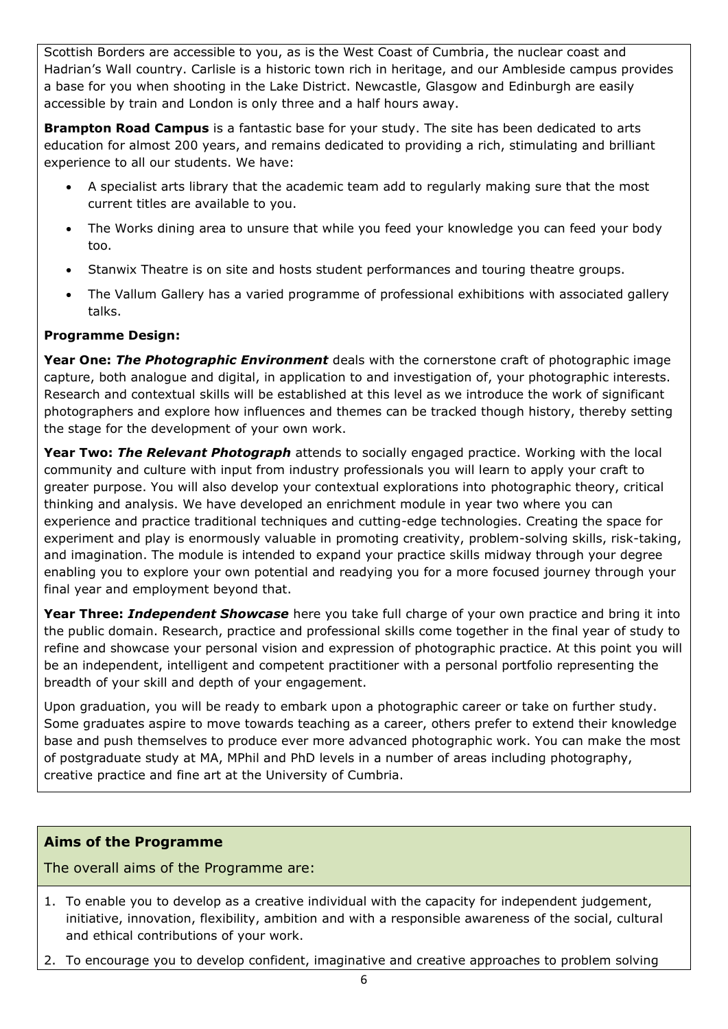Scottish Borders are accessible to you, as is the West Coast of Cumbria, the nuclear coast and Hadrian's Wall country. Carlisle is a historic town rich in heritage, and our Ambleside campus provides a base for you when shooting in the Lake District. Newcastle, Glasgow and Edinburgh are easily accessible by train and London is only three and a half hours away.

**Brampton Road Campus** is a fantastic base for your study. The site has been dedicated to arts education for almost 200 years, and remains dedicated to providing a rich, stimulating and brilliant experience to all our students. We have:

- A specialist arts library that the academic team add to regularly making sure that the most current titles are available to you.
- The Works dining area to unsure that while you feed your knowledge you can feed your body too.
- Stanwix Theatre is on site and hosts student performances and touring theatre groups.
- The Vallum Gallery has a varied programme of professional exhibitions with associated gallery talks.

**Programme Design:**

**Year One: *The Photographic Environment*** deals with the cornerstone craft of photographic image capture, both analogue and digital, in application to and investigation of, your photographic interests. Research and contextual skills will be established at this level as we introduce the work of significant photographers and explore how influences and themes can be tracked though history, thereby setting the stage for the development of your own work.

**Year Two: *The Relevant Photograph*** attends to socially engaged practice. Working with the local community and culture with input from industry professionals you will learn to apply your craft to greater purpose. You will also develop your contextual explorations into photographic theory, critical thinking and analysis. We have developed an enrichment module in year two where you can experience and practice traditional techniques and cutting-edge technologies. Creating the space for experiment and play is enormously valuable in promoting creativity, problem-solving skills, risk-taking, and imagination. The module is intended to expand your practice skills midway through your degree enabling you to explore your own potential and readying you for a more focused journey through your final year and employment beyond that.

**Year Three: *Independent Showcase*** here you take full charge of your own practice and bring it into the public domain. Research, practice and professional skills come together in the final year of study to refine and showcase your personal vision and expression of photographic practice. At this point you will be an independent, intelligent and competent practitioner with a personal portfolio representing the breadth of your skill and depth of your engagement.

Upon graduation, you will be ready to embark upon a photographic career or take on further study. Some graduates aspire to move towards teaching as a career, others prefer to extend their knowledge base and push themselves to produce ever more advanced photographic work. You can make the most of postgraduate study at MA, MPhil and PhD levels in a number of areas including photography, creative practice and fine art at the University of Cumbria.

## Aims of the Programme

The overall aims of the Programme are:

1. To enable you to develop as a creative individual with the capacity for independent judgement, initiative, innovation, flexibility, ambition and with a responsible awareness of the social, cultural and ethical contributions of your work.
2. To encourage you to develop confident, imaginative and creative approaches to problem solving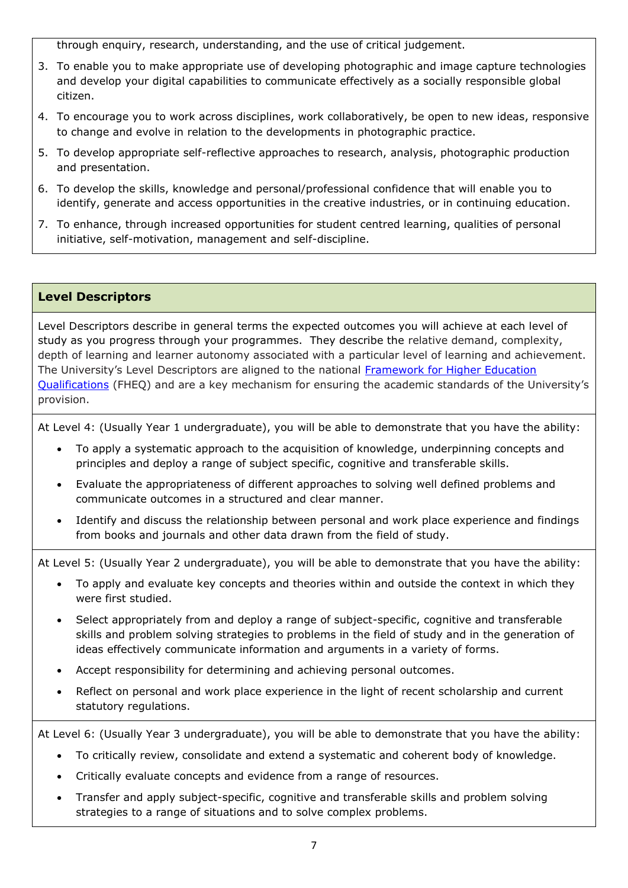through enquiry, research, understanding, and the use of critical judgement.

3. To enable you to make appropriate use of developing photographic and image capture technologies and develop your digital capabilities to communicate effectively as a socially responsible global citizen.
4. To encourage you to work across disciplines, work collaboratively, be open to new ideas, responsive to change and evolve in relation to the developments in photographic practice.
5. To develop appropriate self-reflective approaches to research, analysis, photographic production and presentation.
6. To develop the skills, knowledge and personal/professional confidence that will enable you to identify, generate and access opportunities in the creative industries, or in continuing education.
7. To enhance, through increased opportunities for student centred learning, qualities of personal initiative, self-motivation, management and self-discipline.

## Level Descriptors

Level Descriptors describe in general terms the expected outcomes you will achieve at each level of study as you progress through your programmes. They describe the relative demand, complexity, depth of learning and learner autonomy associated with a particular level of learning and achievement. The University's Level Descriptors are aligned to the national [Framework for Higher Education Qualifications]() (FHEQ) and are a key mechanism for ensuring the academic standards of the University's provision.

At Level 4: (Usually Year 1 undergraduate), you will be able to demonstrate that you have the ability:

- To apply a systematic approach to the acquisition of knowledge, underpinning concepts and principles and deploy a range of subject specific, cognitive and transferable skills.
- Evaluate the appropriateness of different approaches to solving well defined problems and communicate outcomes in a structured and clear manner.
- Identify and discuss the relationship between personal and work place experience and findings from books and journals and other data drawn from the field of study.

At Level 5: (Usually Year 2 undergraduate), you will be able to demonstrate that you have the ability:

- To apply and evaluate key concepts and theories within and outside the context in which they were first studied.
- Select appropriately from and deploy a range of subject-specific, cognitive and transferable skills and problem solving strategies to problems in the field of study and in the generation of ideas effectively communicate information and arguments in a variety of forms.
- Accept responsibility for determining and achieving personal outcomes.
- Reflect on personal and work place experience in the light of recent scholarship and current statutory regulations.

At Level 6: (Usually Year 3 undergraduate), you will be able to demonstrate that you have the ability:

- To critically review, consolidate and extend a systematic and coherent body of knowledge.
- Critically evaluate concepts and evidence from a range of resources.
- Transfer and apply subject-specific, cognitive and transferable skills and problem solving strategies to a range of situations and to solve complex problems.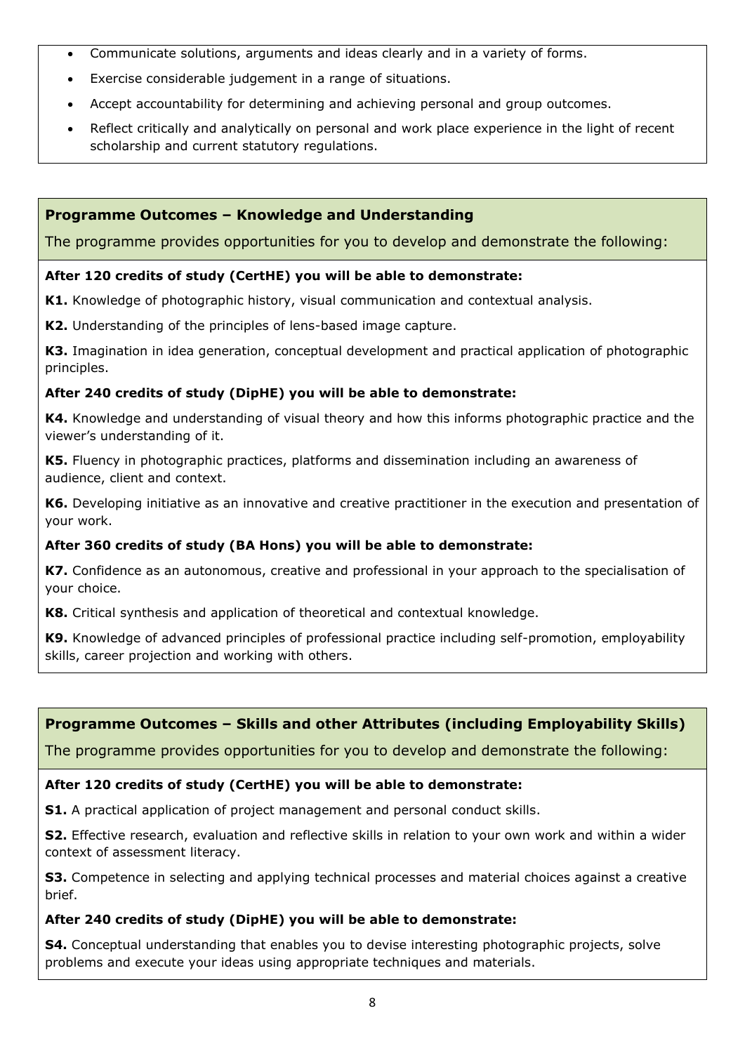- Communicate solutions, arguments and ideas clearly and in a variety of forms.
- Exercise considerable judgement in a range of situations.
- Accept accountability for determining and achieving personal and group outcomes.
- Reflect critically and analytically on personal and work place experience in the light of recent scholarship and current statutory regulations.

### Programme Outcomes – Knowledge and Understanding

The programme provides opportunities for you to develop and demonstrate the following:

**After 120 credits of study (CertHE) you will be able to demonstrate:**

**K1.** Knowledge of photographic history, visual communication and contextual analysis.

**K2.** Understanding of the principles of lens-based image capture.

**K3.** Imagination in idea generation, conceptual development and practical application of photographic principles.

**After 240 credits of study (DipHE) you will be able to demonstrate:**

**K4.** Knowledge and understanding of visual theory and how this informs photographic practice and the viewer's understanding of it.

**K5.** Fluency in photographic practices, platforms and dissemination including an awareness of audience, client and context.

**K6.** Developing initiative as an innovative and creative practitioner in the execution and presentation of your work.

**After 360 credits of study (BA Hons) you will be able to demonstrate:**

**K7.** Confidence as an autonomous, creative and professional in your approach to the specialisation of your choice.

**K8.** Critical synthesis and application of theoretical and contextual knowledge.

**K9.** Knowledge of advanced principles of professional practice including self-promotion, employability skills, career projection and working with others.

### Programme Outcomes – Skills and other Attributes (including Employability Skills)

The programme provides opportunities for you to develop and demonstrate the following:

**After 120 credits of study (CertHE) you will be able to demonstrate:**

**S1.** A practical application of project management and personal conduct skills.

**S2.** Effective research, evaluation and reflective skills in relation to your own work and within a wider context of assessment literacy.

**S3.** Competence in selecting and applying technical processes and material choices against a creative brief.

**After 240 credits of study (DipHE) you will be able to demonstrate:**

**S4.** Conceptual understanding that enables you to devise interesting photographic projects, solve problems and execute your ideas using appropriate techniques and materials.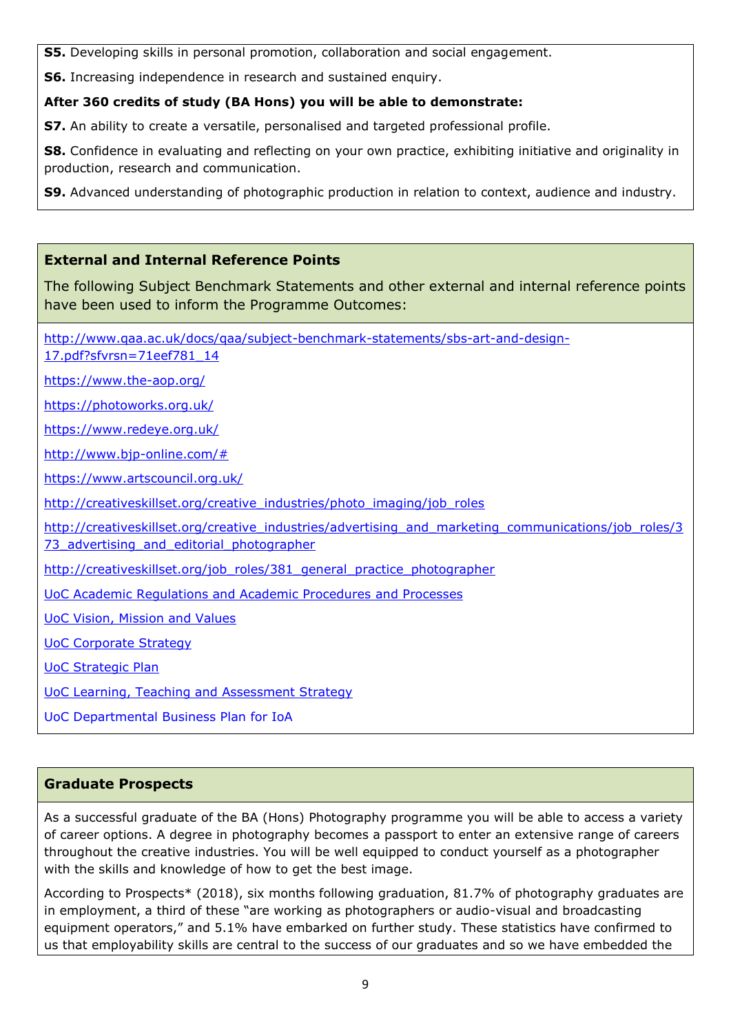**S5.** Developing skills in personal promotion, collaboration and social engagement.

**S6.** Increasing independence in research and sustained enquiry.

**After 360 credits of study (BA Hons) you will be able to demonstrate:**

**S7.** An ability to create a versatile, personalised and targeted professional profile.

**S8.** Confidence in evaluating and reflecting on your own practice, exhibiting initiative and originality in production, research and communication.

**S9.** Advanced understanding of photographic production in relation to context, audience and industry.

## External and Internal Reference Points

The following Subject Benchmark Statements and other external and internal reference points have been used to inform the Programme Outcomes:

http://www.qaa.ac.uk/docs/qaa/subject-benchmark-statements/sbs-art-and-design-17.pdf?sfvrsn=71eef781_14

https://www.the-aop.org/

https://photoworks.org.uk/

https://www.redeye.org.uk/

http://www.bjp-online.com/#

https://www.artscouncil.org.uk/

http://creativeskillset.org/creative_industries/photo_imaging/job_roles

http://creativeskillset.org/creative_industries/advertising_and_marketing_communications/job_roles/373_advertising_and_editorial_photographer

http://creativeskillset.org/job_roles/381_general_practice_photographer

UoC Academic Regulations and Academic Procedures and Processes

UoC Vision, Mission and Values

UoC Corporate Strategy

UoC Strategic Plan

UoC Learning, Teaching and Assessment Strategy

UoC Departmental Business Plan for IoA

## Graduate Prospects

As a successful graduate of the BA (Hons) Photography programme you will be able to access a variety of career options. A degree in photography becomes a passport to enter an extensive range of careers throughout the creative industries. You will be well equipped to conduct yourself as a photographer with the skills and knowledge of how to get the best image.

According to Prospects* (2018), six months following graduation, 81.7% of photography graduates are in employment, a third of these "are working as photographers or audio-visual and broadcasting equipment operators," and 5.1% have embarked on further study. These statistics have confirmed to us that employability skills are central to the success of our graduates and so we have embedded the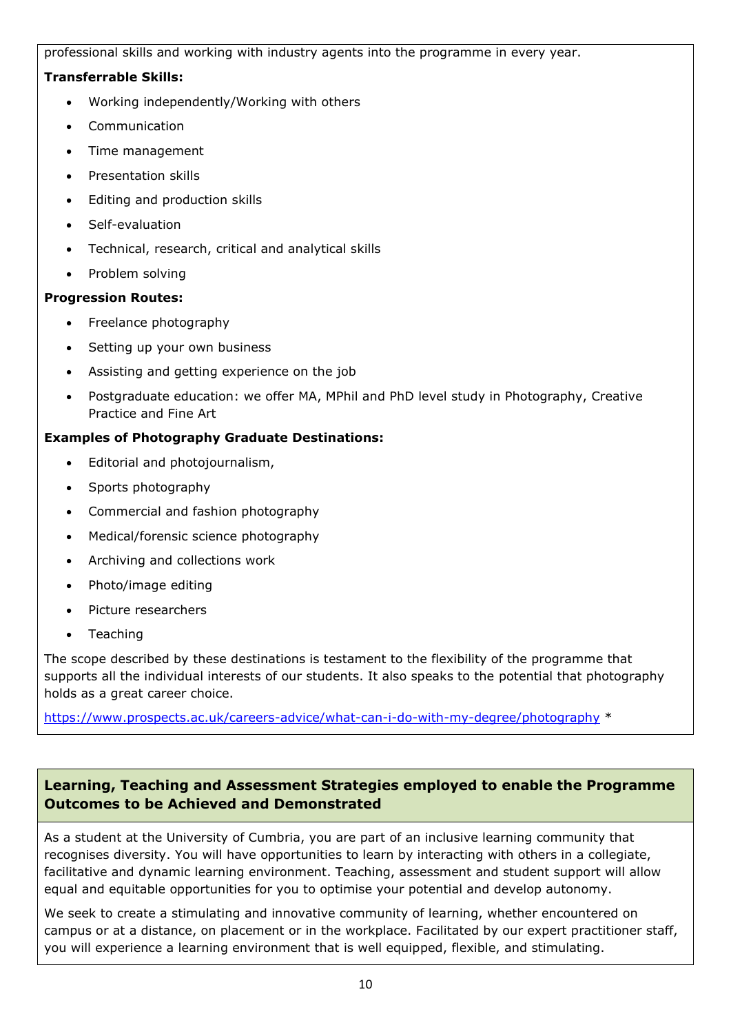professional skills and working with industry agents into the programme in every year.

**Transferrable Skills:**

- Working independently/Working with others
- Communication
- Time management
- Presentation skills
- Editing and production skills
- Self-evaluation
- Technical, research, critical and analytical skills
- Problem solving

**Progression Routes:**

- Freelance photography
- Setting up your own business
- Assisting and getting experience on the job
- Postgraduate education: we offer MA, MPhil and PhD level study in Photography, Creative Practice and Fine Art

**Examples of Photography Graduate Destinations:**

- Editorial and photojournalism,
- Sports photography
- Commercial and fashion photography
- Medical/forensic science photography
- Archiving and collections work
- Photo/image editing
- Picture researchers
- Teaching

The scope described by these destinations is testament to the flexibility of the programme that supports all the individual interests of our students. It also speaks to the potential that photography holds as a great career choice.

https://www.prospects.ac.uk/careers-advice/what-can-i-do-with-my-degree/photography *

## Learning, Teaching and Assessment Strategies employed to enable the Programme Outcomes to be Achieved and Demonstrated

As a student at the University of Cumbria, you are part of an inclusive learning community that recognises diversity. You will have opportunities to learn by interacting with others in a collegiate, facilitative and dynamic learning environment. Teaching, assessment and student support will allow equal and equitable opportunities for you to optimise your potential and develop autonomy.

We seek to create a stimulating and innovative community of learning, whether encountered on campus or at a distance, on placement or in the workplace. Facilitated by our expert practitioner staff, you will experience a learning environment that is well equipped, flexible, and stimulating.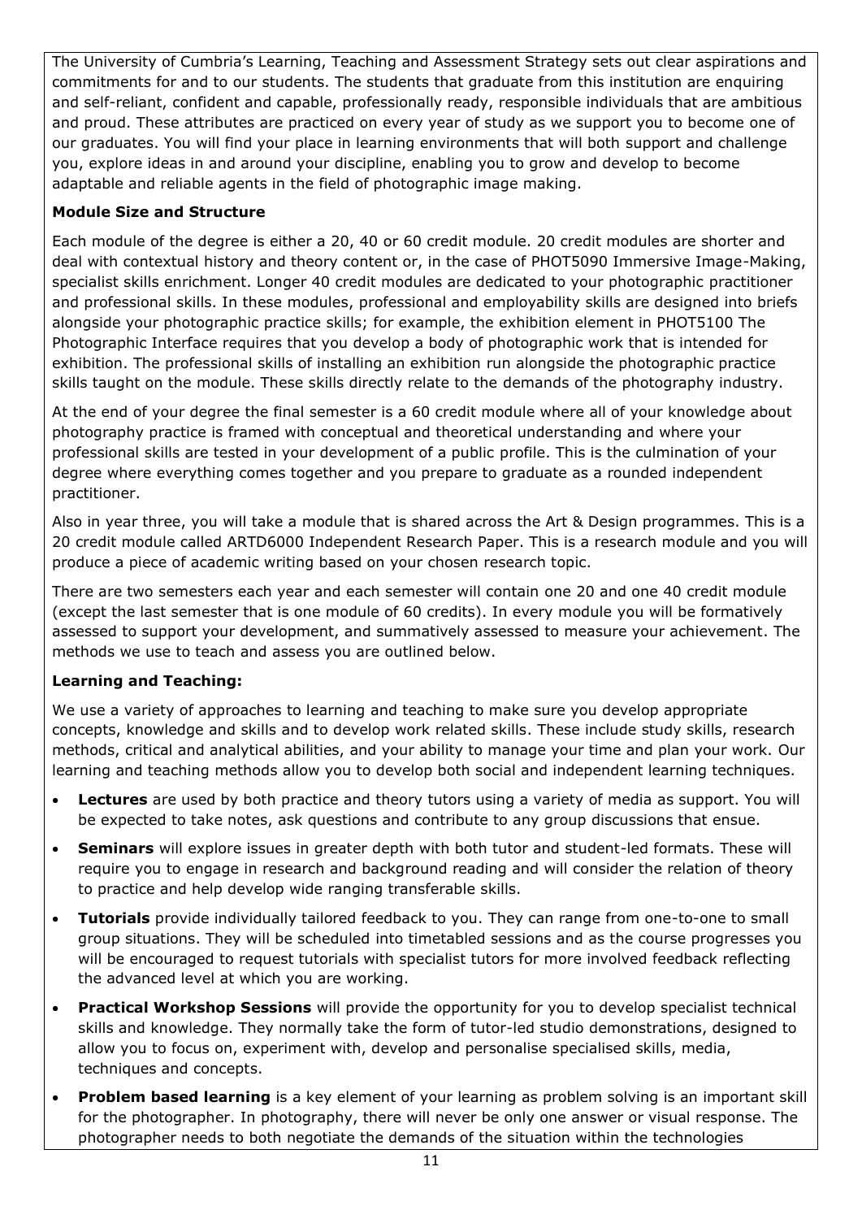The University of Cumbria's Learning, Teaching and Assessment Strategy sets out clear aspirations and commitments for and to our students. The students that graduate from this institution are enquiring and self-reliant, confident and capable, professionally ready, responsible individuals that are ambitious and proud. These attributes are practiced on every year of study as we support you to become one of our graduates. You will find your place in learning environments that will both support and challenge you, explore ideas in and around your discipline, enabling you to grow and develop to become adaptable and reliable agents in the field of photographic image making.

**Module Size and Structure**

Each module of the degree is either a 20, 40 or 60 credit module. 20 credit modules are shorter and deal with contextual history and theory content or, in the case of PHOT5090 Immersive Image-Making, specialist skills enrichment. Longer 40 credit modules are dedicated to your photographic practitioner and professional skills. In these modules, professional and employability skills are designed into briefs alongside your photographic practice skills; for example, the exhibition element in PHOT5100 The Photographic Interface requires that you develop a body of photographic work that is intended for exhibition. The professional skills of installing an exhibition run alongside the photographic practice skills taught on the module. These skills directly relate to the demands of the photography industry.

At the end of your degree the final semester is a 60 credit module where all of your knowledge about photography practice is framed with conceptual and theoretical understanding and where your professional skills are tested in your development of a public profile. This is the culmination of your degree where everything comes together and you prepare to graduate as a rounded independent practitioner.

Also in year three, you will take a module that is shared across the Art & Design programmes. This is a 20 credit module called ARTD6000 Independent Research Paper. This is a research module and you will produce a piece of academic writing based on your chosen research topic.

There are two semesters each year and each semester will contain one 20 and one 40 credit module (except the last semester that is one module of 60 credits). In every module you will be formatively assessed to support your development, and summatively assessed to measure your achievement. The methods we use to teach and assess you are outlined below.

**Learning and Teaching:**

We use a variety of approaches to learning and teaching to make sure you develop appropriate concepts, knowledge and skills and to develop work related skills. These include study skills, research methods, critical and analytical abilities, and your ability to manage your time and plan your work. Our learning and teaching methods allow you to develop both social and independent learning techniques.

- **Lectures** are used by both practice and theory tutors using a variety of media as support. You will be expected to take notes, ask questions and contribute to any group discussions that ensue.
- **Seminars** will explore issues in greater depth with both tutor and student-led formats. These will require you to engage in research and background reading and will consider the relation of theory to practice and help develop wide ranging transferable skills.
- **Tutorials** provide individually tailored feedback to you. They can range from one-to-one to small group situations. They will be scheduled into timetabled sessions and as the course progresses you will be encouraged to request tutorials with specialist tutors for more involved feedback reflecting the advanced level at which you are working.
- **Practical Workshop Sessions** will provide the opportunity for you to develop specialist technical skills and knowledge. They normally take the form of tutor-led studio demonstrations, designed to allow you to focus on, experiment with, develop and personalise specialised skills, media, techniques and concepts.
- **Problem based learning** is a key element of your learning as problem solving is an important skill for the photographer. In photography, there will never be only one answer or visual response. The photographer needs to both negotiate the demands of the situation within the technologies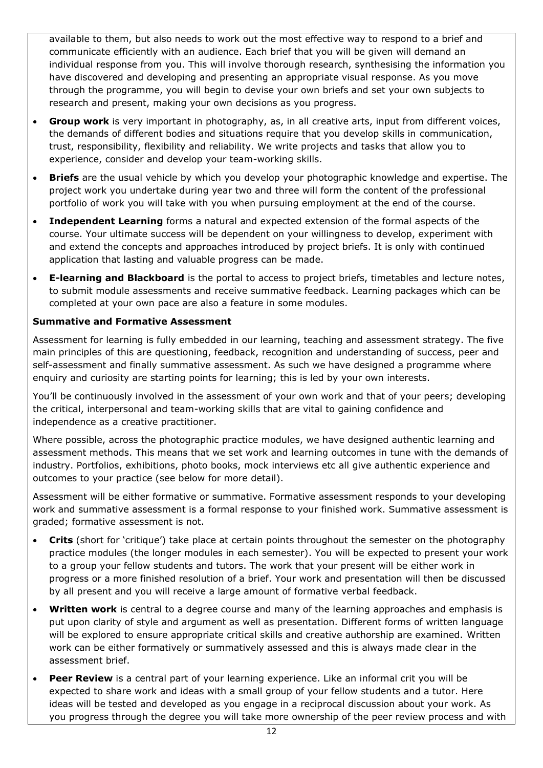available to them, but also needs to work out the most effective way to respond to a brief and communicate efficiently with an audience. Each brief that you will be given will demand an individual response from you. This will involve thorough research, synthesising the information you have discovered and developing and presenting an appropriate visual response. As you move through the programme, you will begin to devise your own briefs and set your own subjects to research and present, making your own decisions as you progress.

- **Group work** is very important in photography, as, in all creative arts, input from different voices, the demands of different bodies and situations require that you develop skills in communication, trust, responsibility, flexibility and reliability. We write projects and tasks that allow you to experience, consider and develop your team-working skills.
- **Briefs** are the usual vehicle by which you develop your photographic knowledge and expertise. The project work you undertake during year two and three will form the content of the professional portfolio of work you will take with you when pursuing employment at the end of the course.
- **Independent Learning** forms a natural and expected extension of the formal aspects of the course. Your ultimate success will be dependent on your willingness to develop, experiment with and extend the concepts and approaches introduced by project briefs. It is only with continued application that lasting and valuable progress can be made.
- **E-learning and Blackboard** is the portal to access to project briefs, timetables and lecture notes, to submit module assessments and receive summative feedback. Learning packages which can be completed at your own pace are also a feature in some modules.

**Summative and Formative Assessment**

Assessment for learning is fully embedded in our learning, teaching and assessment strategy. The five main principles of this are questioning, feedback, recognition and understanding of success, peer and self-assessment and finally summative assessment. As such we have designed a programme where enquiry and curiosity are starting points for learning; this is led by your own interests.

You'll be continuously involved in the assessment of your own work and that of your peers; developing the critical, interpersonal and team-working skills that are vital to gaining confidence and independence as a creative practitioner.

Where possible, across the photographic practice modules, we have designed authentic learning and assessment methods. This means that we set work and learning outcomes in tune with the demands of industry. Portfolios, exhibitions, photo books, mock interviews etc all give authentic experience and outcomes to your practice (see below for more detail).

Assessment will be either formative or summative. Formative assessment responds to your developing work and summative assessment is a formal response to your finished work. Summative assessment is graded; formative assessment is not.

- **Crits** (short for 'critique') take place at certain points throughout the semester on the photography practice modules (the longer modules in each semester). You will be expected to present your work to a group your fellow students and tutors. The work that your present will be either work in progress or a more finished resolution of a brief. Your work and presentation will then be discussed by all present and you will receive a large amount of formative verbal feedback.
- **Written work** is central to a degree course and many of the learning approaches and emphasis is put upon clarity of style and argument as well as presentation. Different forms of written language will be explored to ensure appropriate critical skills and creative authorship are examined. Written work can be either formatively or summatively assessed and this is always made clear in the assessment brief.
- **Peer Review** is a central part of your learning experience. Like an informal crit you will be expected to share work and ideas with a small group of your fellow students and a tutor. Here ideas will be tested and developed as you engage in a reciprocal discussion about your work. As you progress through the degree you will take more ownership of the peer review process and with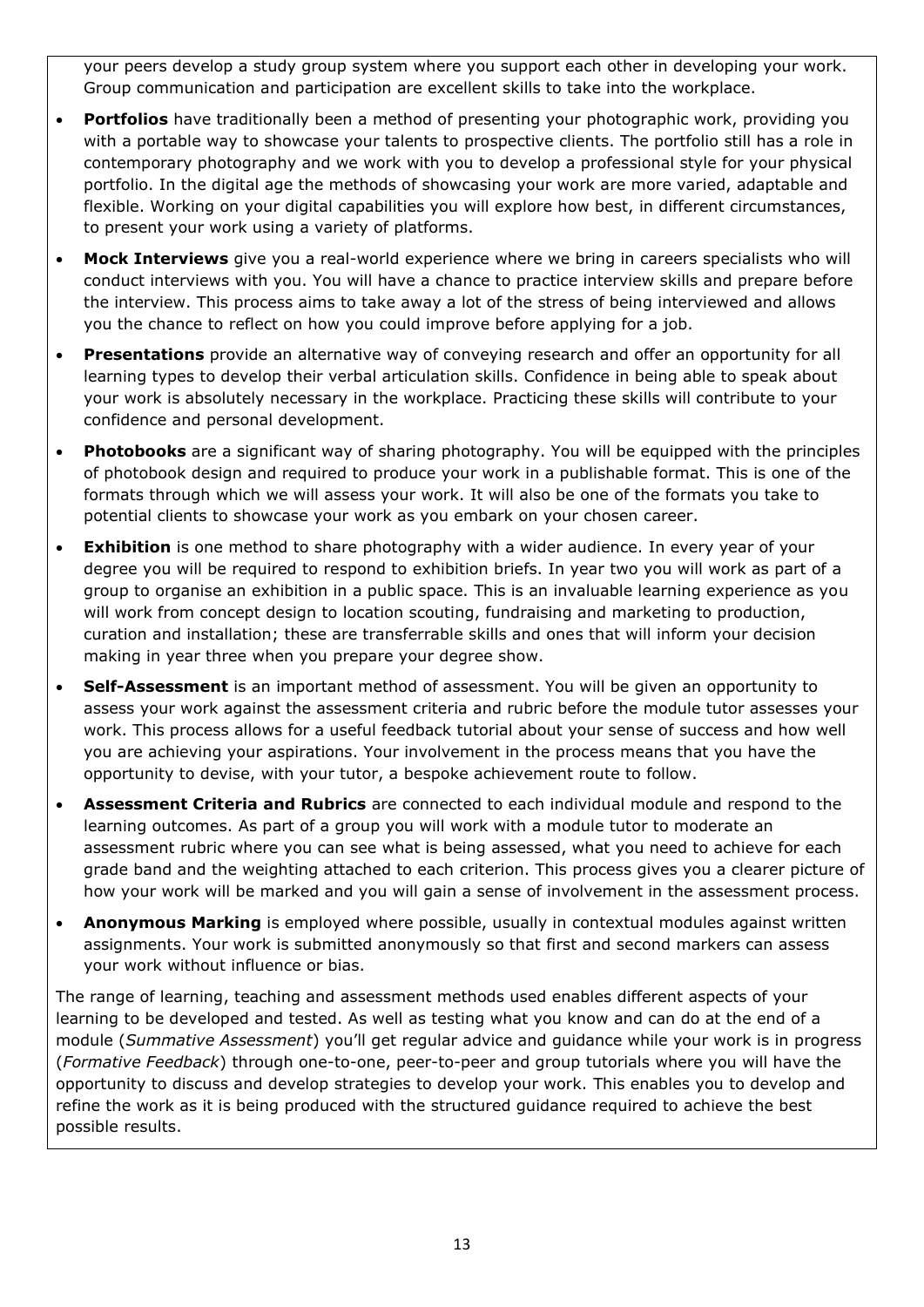your peers develop a study group system where you support each other in developing your work. Group communication and participation are excellent skills to take into the workplace.

- **Portfolios** have traditionally been a method of presenting your photographic work, providing you with a portable way to showcase your talents to prospective clients. The portfolio still has a role in contemporary photography and we work with you to develop a professional style for your physical portfolio. In the digital age the methods of showcasing your work are more varied, adaptable and flexible. Working on your digital capabilities you will explore how best, in different circumstances, to present your work using a variety of platforms.
- **Mock Interviews** give you a real-world experience where we bring in careers specialists who will conduct interviews with you. You will have a chance to practice interview skills and prepare before the interview. This process aims to take away a lot of the stress of being interviewed and allows you the chance to reflect on how you could improve before applying for a job.
- **Presentations** provide an alternative way of conveying research and offer an opportunity for all learning types to develop their verbal articulation skills. Confidence in being able to speak about your work is absolutely necessary in the workplace. Practicing these skills will contribute to your confidence and personal development.
- **Photobooks** are a significant way of sharing photography. You will be equipped with the principles of photobook design and required to produce your work in a publishable format. This is one of the formats through which we will assess your work. It will also be one of the formats you take to potential clients to showcase your work as you embark on your chosen career.
- **Exhibition** is one method to share photography with a wider audience. In every year of your degree you will be required to respond to exhibition briefs. In year two you will work as part of a group to organise an exhibition in a public space. This is an invaluable learning experience as you will work from concept design to location scouting, fundraising and marketing to production, curation and installation; these are transferrable skills and ones that will inform your decision making in year three when you prepare your degree show.
- **Self-Assessment** is an important method of assessment. You will be given an opportunity to assess your work against the assessment criteria and rubric before the module tutor assesses your work. This process allows for a useful feedback tutorial about your sense of success and how well you are achieving your aspirations. Your involvement in the process means that you have the opportunity to devise, with your tutor, a bespoke achievement route to follow.
- **Assessment Criteria and Rubrics** are connected to each individual module and respond to the learning outcomes. As part of a group you will work with a module tutor to moderate an assessment rubric where you can see what is being assessed, what you need to achieve for each grade band and the weighting attached to each criterion. This process gives you a clearer picture of how your work will be marked and you will gain a sense of involvement in the assessment process.
- **Anonymous Marking** is employed where possible, usually in contextual modules against written assignments. Your work is submitted anonymously so that first and second markers can assess your work without influence or bias.

The range of learning, teaching and assessment methods used enables different aspects of your learning to be developed and tested. As well as testing what you know and can do at the end of a module (*Summative Assessment*) you'll get regular advice and guidance while your work is in progress (*Formative Feedback*) through one-to-one, peer-to-peer and group tutorials where you will have the opportunity to discuss and develop strategies to develop your work. This enables you to develop and refine the work as it is being produced with the structured guidance required to achieve the best possible results.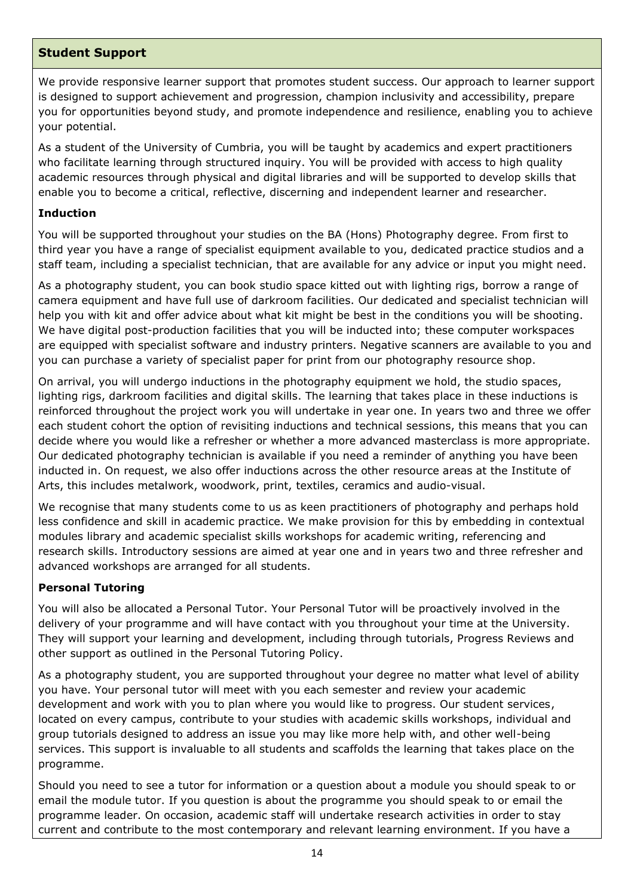## Student Support

We provide responsive learner support that promotes student success. Our approach to learner support is designed to support achievement and progression, champion inclusivity and accessibility, prepare you for opportunities beyond study, and promote independence and resilience, enabling you to achieve your potential.

As a student of the University of Cumbria, you will be taught by academics and expert practitioners who facilitate learning through structured inquiry. You will be provided with access to high quality academic resources through physical and digital libraries and will be supported to develop skills that enable you to become a critical, reflective, discerning and independent learner and researcher.

### Induction

You will be supported throughout your studies on the BA (Hons) Photography degree. From first to third year you have a range of specialist equipment available to you, dedicated practice studios and a staff team, including a specialist technician, that are available for any advice or input you might need.

As a photography student, you can book studio space kitted out with lighting rigs, borrow a range of camera equipment and have full use of darkroom facilities. Our dedicated and specialist technician will help you with kit and offer advice about what kit might be best in the conditions you will be shooting. We have digital post-production facilities that you will be inducted into; these computer workspaces are equipped with specialist software and industry printers. Negative scanners are available to you and you can purchase a variety of specialist paper for print from our photography resource shop.

On arrival, you will undergo inductions in the photography equipment we hold, the studio spaces, lighting rigs, darkroom facilities and digital skills. The learning that takes place in these inductions is reinforced throughout the project work you will undertake in year one. In years two and three we offer each student cohort the option of revisiting inductions and technical sessions, this means that you can decide where you would like a refresher or whether a more advanced masterclass is more appropriate. Our dedicated photography technician is available if you need a reminder of anything you have been inducted in. On request, we also offer inductions across the other resource areas at the Institute of Arts, this includes metalwork, woodwork, print, textiles, ceramics and audio-visual.

We recognise that many students come to us as keen practitioners of photography and perhaps hold less confidence and skill in academic practice. We make provision for this by embedding in contextual modules library and academic specialist skills workshops for academic writing, referencing and research skills. Introductory sessions are aimed at year one and in years two and three refresher and advanced workshops are arranged for all students.

### Personal Tutoring

You will also be allocated a Personal Tutor. Your Personal Tutor will be proactively involved in the delivery of your programme and will have contact with you throughout your time at the University. They will support your learning and development, including through tutorials, Progress Reviews and other support as outlined in the Personal Tutoring Policy.

As a photography student, you are supported throughout your degree no matter what level of ability you have. Your personal tutor will meet with you each semester and review your academic development and work with you to plan where you would like to progress. Our student services, located on every campus, contribute to your studies with academic skills workshops, individual and group tutorials designed to address an issue you may like more help with, and other well-being services. This support is invaluable to all students and scaffolds the learning that takes place on the programme.

Should you need to see a tutor for information or a question about a module you should speak to or email the module tutor. If you question is about the programme you should speak to or email the programme leader. On occasion, academic staff will undertake research activities in order to stay current and contribute to the most contemporary and relevant learning environment. If you have a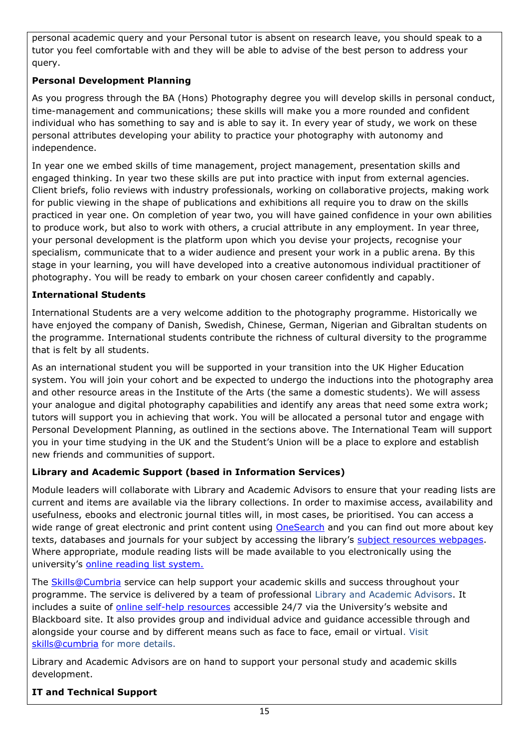personal academic query and your Personal tutor is absent on research leave, you should speak to a tutor you feel comfortable with and they will be able to advise of the best person to address your query.

**Personal Development Planning**

As you progress through the BA (Hons) Photography degree you will develop skills in personal conduct, time-management and communications; these skills will make you a more rounded and confident individual who has something to say and is able to say it. In every year of study, we work on these personal attributes developing your ability to practice your photography with autonomy and independence.

In year one we embed skills of time management, project management, presentation skills and engaged thinking. In year two these skills are put into practice with input from external agencies. Client briefs, folio reviews with industry professionals, working on collaborative projects, making work for public viewing in the shape of publications and exhibitions all require you to draw on the skills practiced in year one. On completion of year two, you will have gained confidence in your own abilities to produce work, but also to work with others, a crucial attribute in any employment. In year three, your personal development is the platform upon which you devise your projects, recognise your specialism, communicate that to a wider audience and present your work in a public arena. By this stage in your learning, you will have developed into a creative autonomous individual practitioner of photography. You will be ready to embark on your chosen career confidently and capably.

**International Students**

International Students are a very welcome addition to the photography programme. Historically we have enjoyed the company of Danish, Swedish, Chinese, German, Nigerian and Gibraltan students on the programme. International students contribute the richness of cultural diversity to the programme that is felt by all students.

As an international student you will be supported in your transition into the UK Higher Education system. You will join your cohort and be expected to undergo the inductions into the photography area and other resource areas in the Institute of the Arts (the same a domestic students). We will assess your analogue and digital photography capabilities and identify any areas that need some extra work; tutors will support you in achieving that work. You will be allocated a personal tutor and engage with Personal Development Planning, as outlined in the sections above. The International Team will support you in your time studying in the UK and the Student's Union will be a place to explore and establish new friends and communities of support.

**Library and Academic Support (based in Information Services)**

Module leaders will collaborate with Library and Academic Advisors to ensure that your reading lists are current and items are available via the library collections. In order to maximise access, availability and usefulness, ebooks and electronic journal titles will, in most cases, be prioritised. You can access a wide range of great electronic and print content using OneSearch and you can find out more about key texts, databases and journals for your subject by accessing the library's subject resources webpages. Where appropriate, module reading lists will be made available to you electronically using the university's online reading list system.

The Skills@Cumbria service can help support your academic skills and success throughout your programme. The service is delivered by a team of professional Library and Academic Advisors. It includes a suite of online self-help resources accessible 24/7 via the University's website and Blackboard site. It also provides group and individual advice and guidance accessible through and alongside your course and by different means such as face to face, email or virtual. Visit skills@cumbria for more details.

Library and Academic Advisors are on hand to support your personal study and academic skills development.

**IT and Technical Support**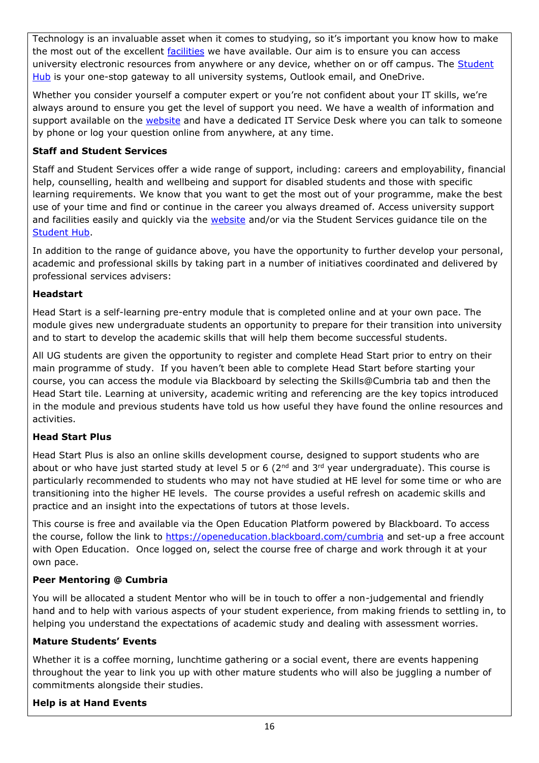Technology is an invaluable asset when it comes to studying, so it's important you know how to make the most out of the excellent facilities we have available. Our aim is to ensure you can access university electronic resources from anywhere or any device, whether on or off campus. The Student Hub is your one-stop gateway to all university systems, Outlook email, and OneDrive.

Whether you consider yourself a computer expert or you're not confident about your IT skills, we're always around to ensure you get the level of support you need. We have a wealth of information and support available on the website and have a dedicated IT Service Desk where you can talk to someone by phone or log your question online from anywhere, at any time.

**Staff and Student Services**

Staff and Student Services offer a wide range of support, including: careers and employability, financial help, counselling, health and wellbeing and support for disabled students and those with specific learning requirements. We know that you want to get the most out of your programme, make the best use of your time and find or continue in the career you always dreamed of. Access university support and facilities easily and quickly via the website and/or via the Student Services guidance tile on the Student Hub.

In addition to the range of guidance above, you have the opportunity to further develop your personal, academic and professional skills by taking part in a number of initiatives coordinated and delivered by professional services advisers:

**Headstart**

Head Start is a self-learning pre-entry module that is completed online and at your own pace. The module gives new undergraduate students an opportunity to prepare for their transition into university and to start to develop the academic skills that will help them become successful students.

All UG students are given the opportunity to register and complete Head Start prior to entry on their main programme of study. If you haven't been able to complete Head Start before starting your course, you can access the module via Blackboard by selecting the Skills@Cumbria tab and then the Head Start tile. Learning at university, academic writing and referencing are the key topics introduced in the module and previous students have told us how useful they have found the online resources and activities.

**Head Start Plus**

Head Start Plus is also an online skills development course, designed to support students who are about or who have just started study at level 5 or 6 (2nd and 3rd year undergraduate). This course is particularly recommended to students who may not have studied at HE level for some time or who are transitioning into the higher HE levels. The course provides a useful refresh on academic skills and practice and an insight into the expectations of tutors at those levels.

This course is free and available via the Open Education Platform powered by Blackboard. To access the course, follow the link to https://openeducation.blackboard.com/cumbria and set-up a free account with Open Education. Once logged on, select the course free of charge and work through it at your own pace.

**Peer Mentoring @ Cumbria**

You will be allocated a student Mentor who will be in touch to offer a non-judgemental and friendly hand and to help with various aspects of your student experience, from making friends to settling in, to helping you understand the expectations of academic study and dealing with assessment worries.

**Mature Students' Events**

Whether it is a coffee morning, lunchtime gathering or a social event, there are events happening throughout the year to link you up with other mature students who will also be juggling a number of commitments alongside their studies.

**Help is at Hand Events**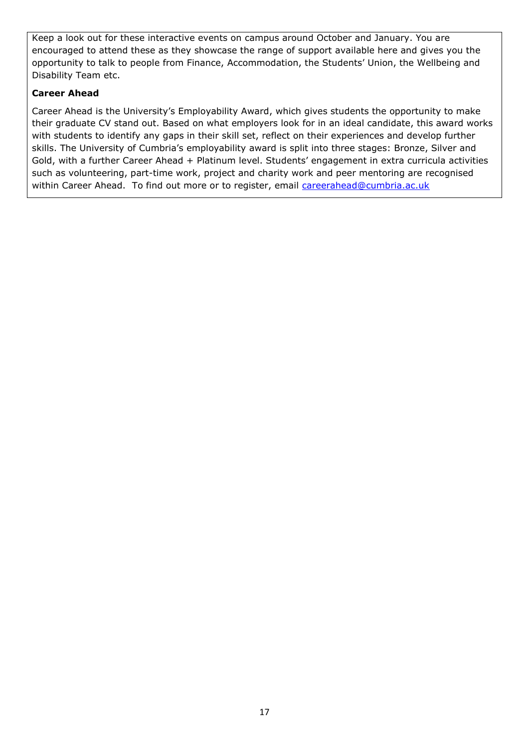Keep a look out for these interactive events on campus around October and January. You are encouraged to attend these as they showcase the range of support available here and gives you the opportunity to talk to people from Finance, Accommodation, the Students' Union, the Wellbeing and Disability Team etc.

**Career Ahead**

Career Ahead is the University's Employability Award, which gives students the opportunity to make their graduate CV stand out. Based on what employers look for in an ideal candidate, this award works with students to identify any gaps in their skill set, reflect on their experiences and develop further skills. The University of Cumbria's employability award is split into three stages: Bronze, Silver and Gold, with a further Career Ahead + Platinum level. Students' engagement in extra curricula activities such as volunteering, part-time work, project and charity work and peer mentoring are recognised within Career Ahead. To find out more or to register, email careerahead@cumbria.ac.uk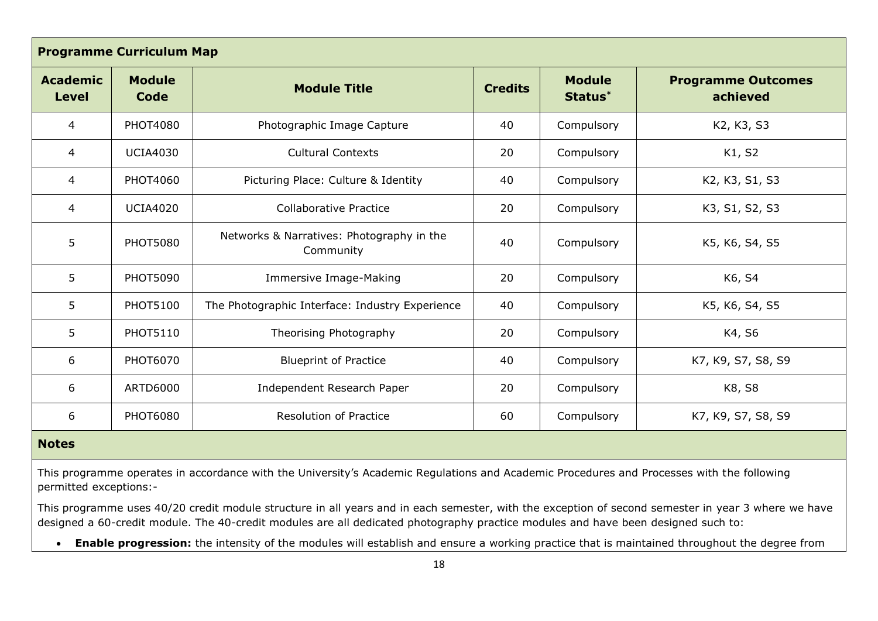## Programme Curriculum Map

| Academic Level | Module Code | Module Title | Credits | Module Status* | Programme Outcomes achieved |
|---|---|---|---|---|---|
| 4 | PHOT4080 | Photographic Image Capture | 40 | Compulsory | K2, K3, S3 |
| 4 | UCIA4030 | Cultural Contexts | 20 | Compulsory | K1, S2 |
| 4 | PHOT4060 | Picturing Place: Culture & Identity | 40 | Compulsory | K2, K3, S1, S3 |
| 4 | UCIA4020 | Collaborative Practice | 20 | Compulsory | K3, S1, S2, S3 |
| 5 | PHOT5080 | Networks & Narratives: Photography in the Community | 40 | Compulsory | K5, K6, S4, S5 |
| 5 | PHOT5090 | Immersive Image-Making | 20 | Compulsory | K6, S4 |
| 5 | PHOT5100 | The Photographic Interface: Industry Experience | 40 | Compulsory | K5, K6, S4, S5 |
| 5 | PHOT5110 | Theorising Photography | 20 | Compulsory | K4, S6 |
| 6 | PHOT6070 | Blueprint of Practice | 40 | Compulsory | K7, K9, S7, S8, S9 |
| 6 | ARTD6000 | Independent Research Paper | 20 | Compulsory | K8, S8 |
| 6 | PHOT6080 | Resolution of Practice | 60 | Compulsory | K7, K9, S7, S8, S9 |

### Notes

This programme operates in accordance with the University's Academic Regulations and Academic Procedures and Processes with the following permitted exceptions:-

This programme uses 40/20 credit module structure in all years and in each semester, with the exception of second semester in year 3 where we have designed a 60-credit module. The 40-credit modules are all dedicated photography practice modules and have been designed such to:

- **Enable progression:** the intensity of the modules will establish and ensure a working practice that is maintained throughout the degree from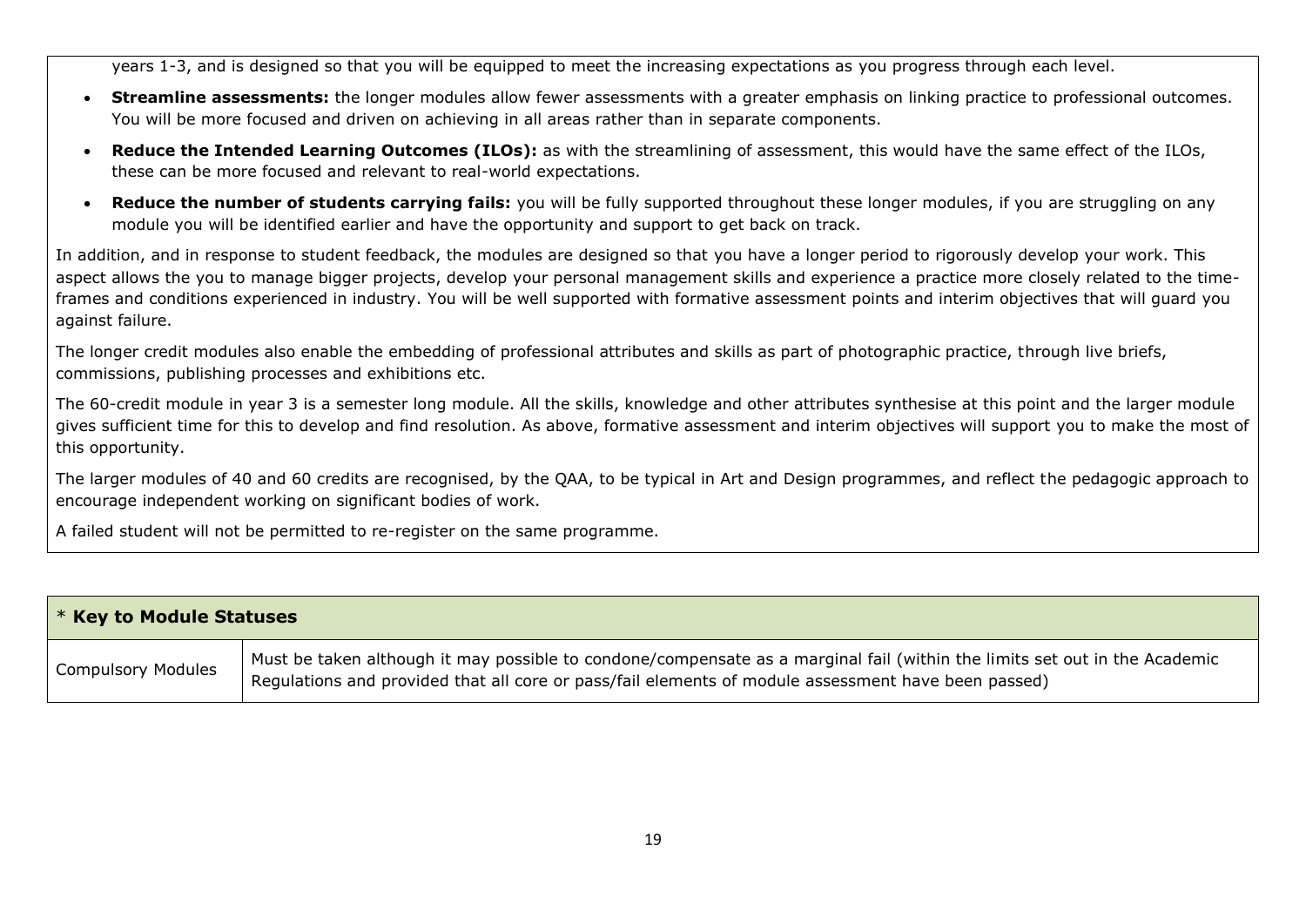years 1-3, and is designed so that you will be equipped to meet the increasing expectations as you progress through each level.

- **Streamline assessments:** the longer modules allow fewer assessments with a greater emphasis on linking practice to professional outcomes. You will be more focused and driven on achieving in all areas rather than in separate components.
- **Reduce the Intended Learning Outcomes (ILOs):** as with the streamlining of assessment, this would have the same effect of the ILOs, these can be more focused and relevant to real-world expectations.
- **Reduce the number of students carrying fails:** you will be fully supported throughout these longer modules, if you are struggling on any module you will be identified earlier and have the opportunity and support to get back on track.

In addition, and in response to student feedback, the modules are designed so that you have a longer period to rigorously develop your work. This aspect allows the you to manage bigger projects, develop your personal management skills and experience a practice more closely related to the time-frames and conditions experienced in industry. You will be well supported with formative assessment points and interim objectives that will guard you against failure.

The longer credit modules also enable the embedding of professional attributes and skills as part of photographic practice, through live briefs, commissions, publishing processes and exhibitions etc.

The 60-credit module in year 3 is a semester long module. All the skills, knowledge and other attributes synthesise at this point and the larger module gives sufficient time for this to develop and find resolution. As above, formative assessment and interim objectives will support you to make the most of this opportunity.

The larger modules of 40 and 60 credits are recognised, by the QAA, to be typical in Art and Design programmes, and reflect the pedagogic approach to encourage independent working on significant bodies of work.

A failed student will not be permitted to re-register on the same programme.

| * **Key to Module Statuses** | |
|---|---|
| Compulsory Modules | Must be taken although it may possible to condone/compensate as a marginal fail (within the limits set out in the Academic Regulations and provided that all core or pass/fail elements of module assessment have been passed) |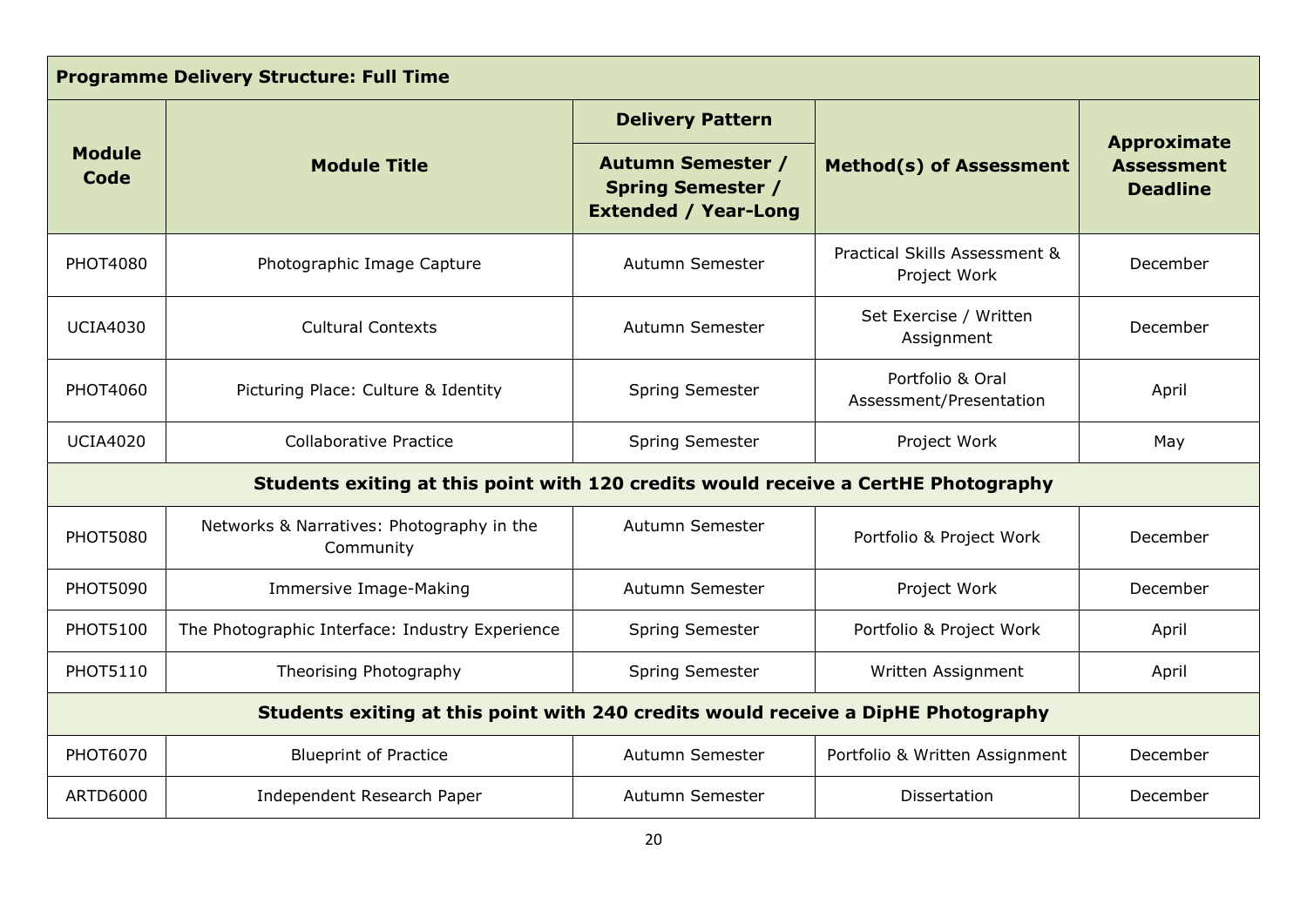| Programme Delivery Structure: Full Time | | | | |
|---|---|---|---|---|
| **Module Code** | **Module Title** | **Delivery Pattern** | **Method(s) of Assessment** | **Approximate Assessment Deadline** |
| | | **Autumn Semester / Spring Semester / Extended / Year-Long** | | |
| PHOT4080 | Photographic Image Capture | Autumn Semester | Practical Skills Assessment & Project Work | December |
| UCIA4030 | Cultural Contexts | Autumn Semester | Set Exercise / Written Assignment | December |
| PHOT4060 | Picturing Place: Culture & Identity | Spring Semester | Portfolio & Oral Assessment/Presentation | April |
| UCIA4020 | Collaborative Practice | Spring Semester | Project Work | May |
| **Students exiting at this point with 120 credits would receive a CertHE Photography** | | | | |
| PHOT5080 | Networks & Narratives: Photography in the Community | Autumn Semester | Portfolio & Project Work | December |
| PHOT5090 | Immersive Image-Making | Autumn Semester | Project Work | December |
| PHOT5100 | The Photographic Interface: Industry Experience | Spring Semester | Portfolio & Project Work | April |
| PHOT5110 | Theorising Photography | Spring Semester | Written Assignment | April |
| **Students exiting at this point with 240 credits would receive a DipHE Photography** | | | | |
| PHOT6070 | Blueprint of Practice | Autumn Semester | Portfolio & Written Assignment | December |
| ARTD6000 | Independent Research Paper | Autumn Semester | Dissertation | December |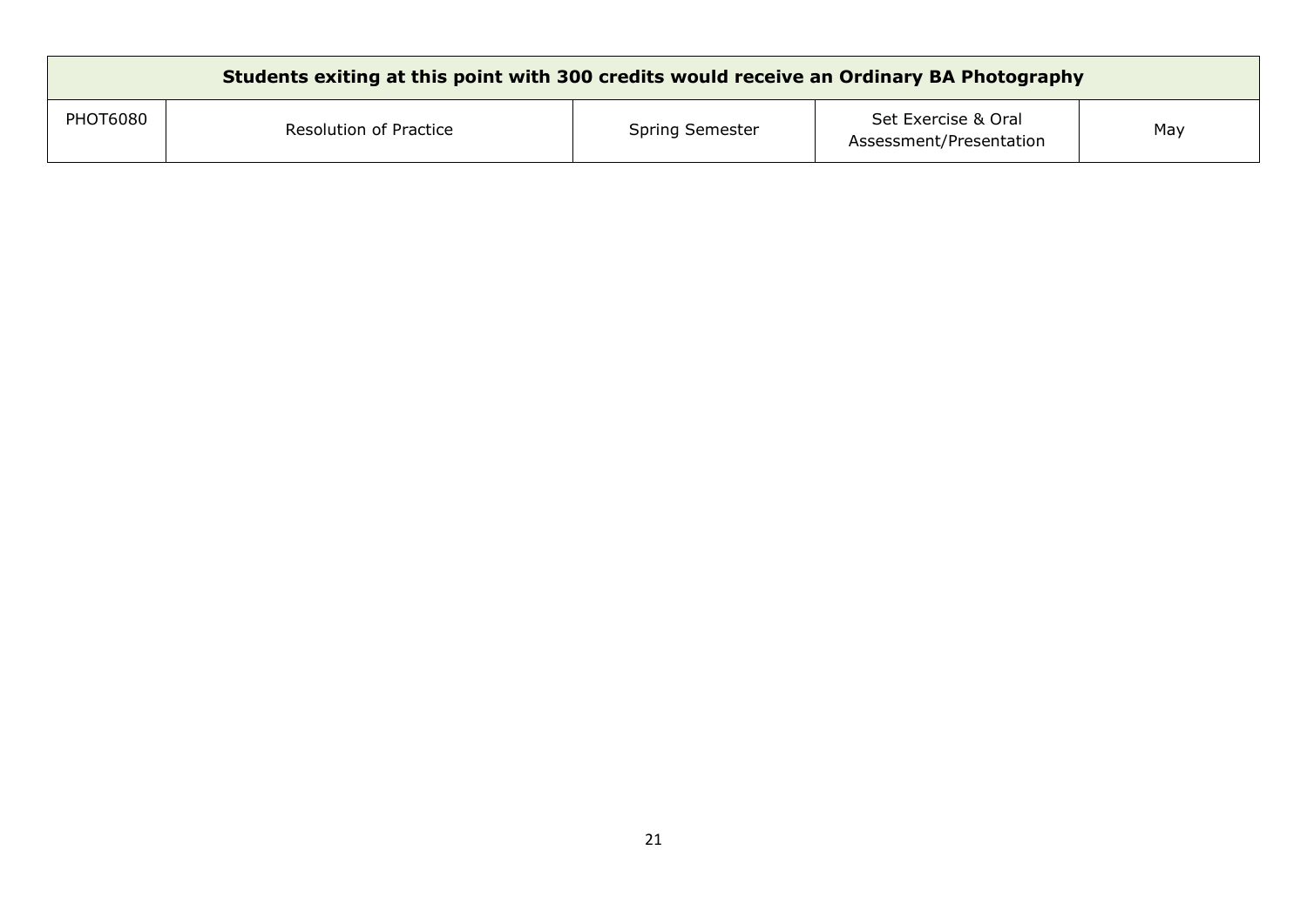| **Students exiting at this point with 300 credits would receive an Ordinary BA Photography** | | | | |
|---|---|---|---|---|
| PHOT6080 | Resolution of Practice | Spring Semester | Set Exercise & Oral Assessment/Presentation | May |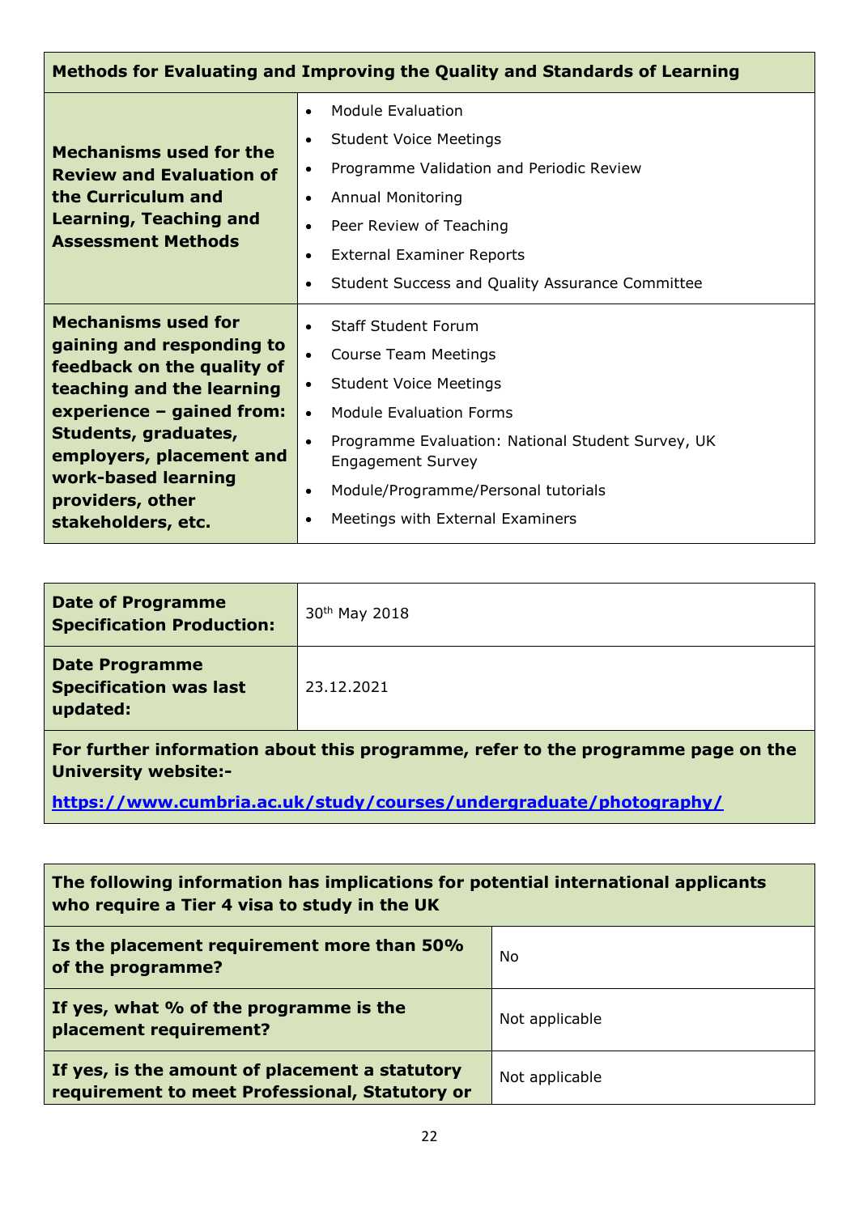| Methods for Evaluating and Improving the Quality and Standards of Learning | |
|---|---|
| **Mechanisms used for the Review and Evaluation of the Curriculum and Learning, Teaching and Assessment Methods** | • Module Evaluation<br>• Student Voice Meetings<br>• Programme Validation and Periodic Review<br>• Annual Monitoring<br>• Peer Review of Teaching<br>• External Examiner Reports<br>• Student Success and Quality Assurance Committee |
| **Mechanisms used for gaining and responding to feedback on the quality of teaching and the learning experience – gained from: Students, graduates, employers, placement and work-based learning providers, other stakeholders, etc.** | • Staff Student Forum<br>• Course Team Meetings<br>• Student Voice Meetings<br>• Module Evaluation Forms<br>• Programme Evaluation: National Student Survey, UK Engagement Survey<br>• Module/Programme/Personal tutorials<br>• Meetings with External Examiners |

| | |
|---|---|
| **Date of Programme Specification Production:** | 30th May 2018 |
| **Date Programme Specification was last updated:** | 23.12.2021 |

**For further information about this programme, refer to the programme page on the University website:-**

**https://www.cumbria.ac.uk/study/courses/undergraduate/photography/**

| The following information has implications for potential international applicants who require a Tier 4 visa to study in the UK | |
|---|---|
| **Is the placement requirement more than 50% of the programme?** | No |
| **If yes, what % of the programme is the placement requirement?** | Not applicable |
| **If yes, is the amount of placement a statutory requirement to meet Professional, Statutory or** | Not applicable |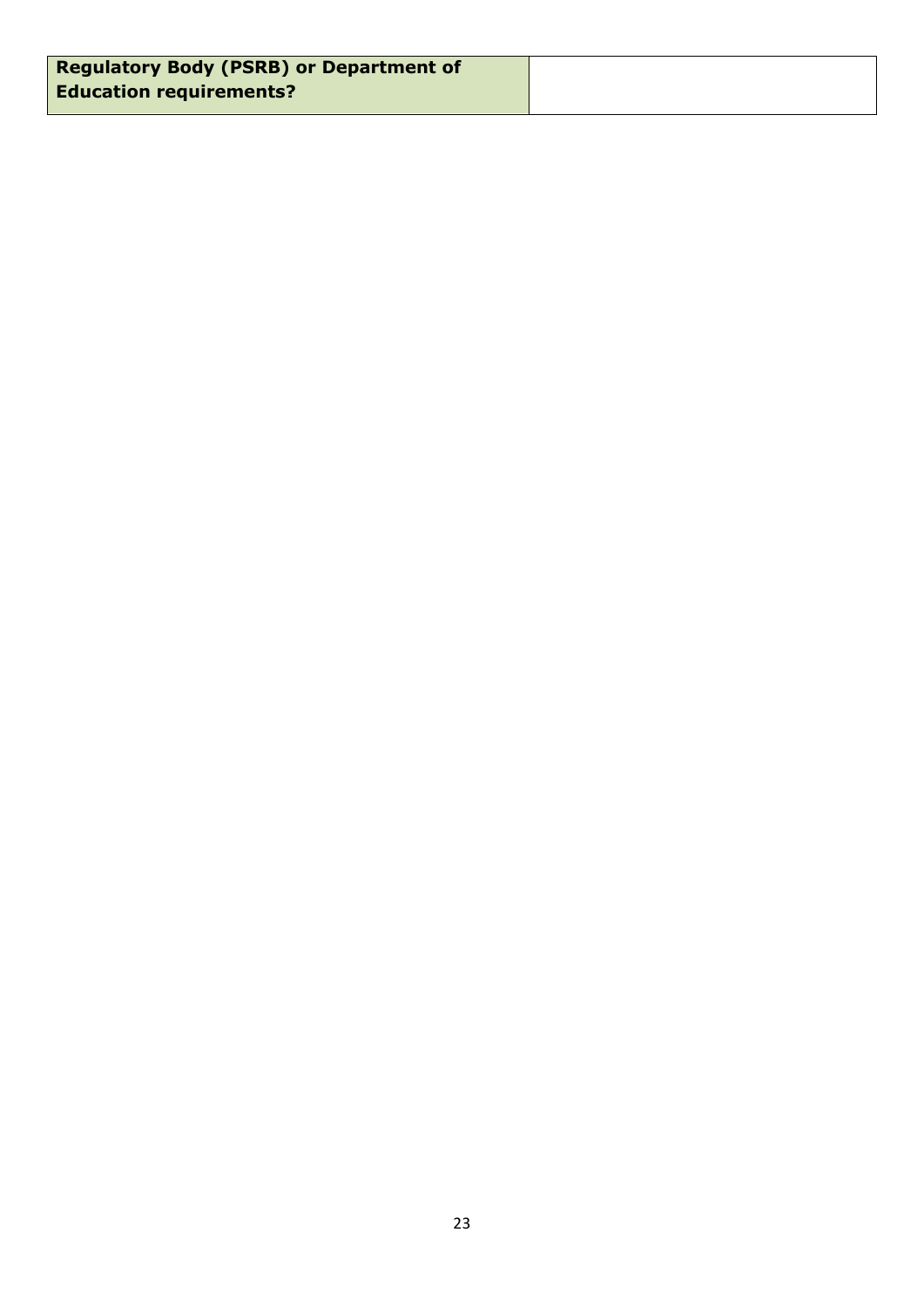| | |
|---|---|
| **Regulatory Body (PSRB) or Department of Education requirements?** | |